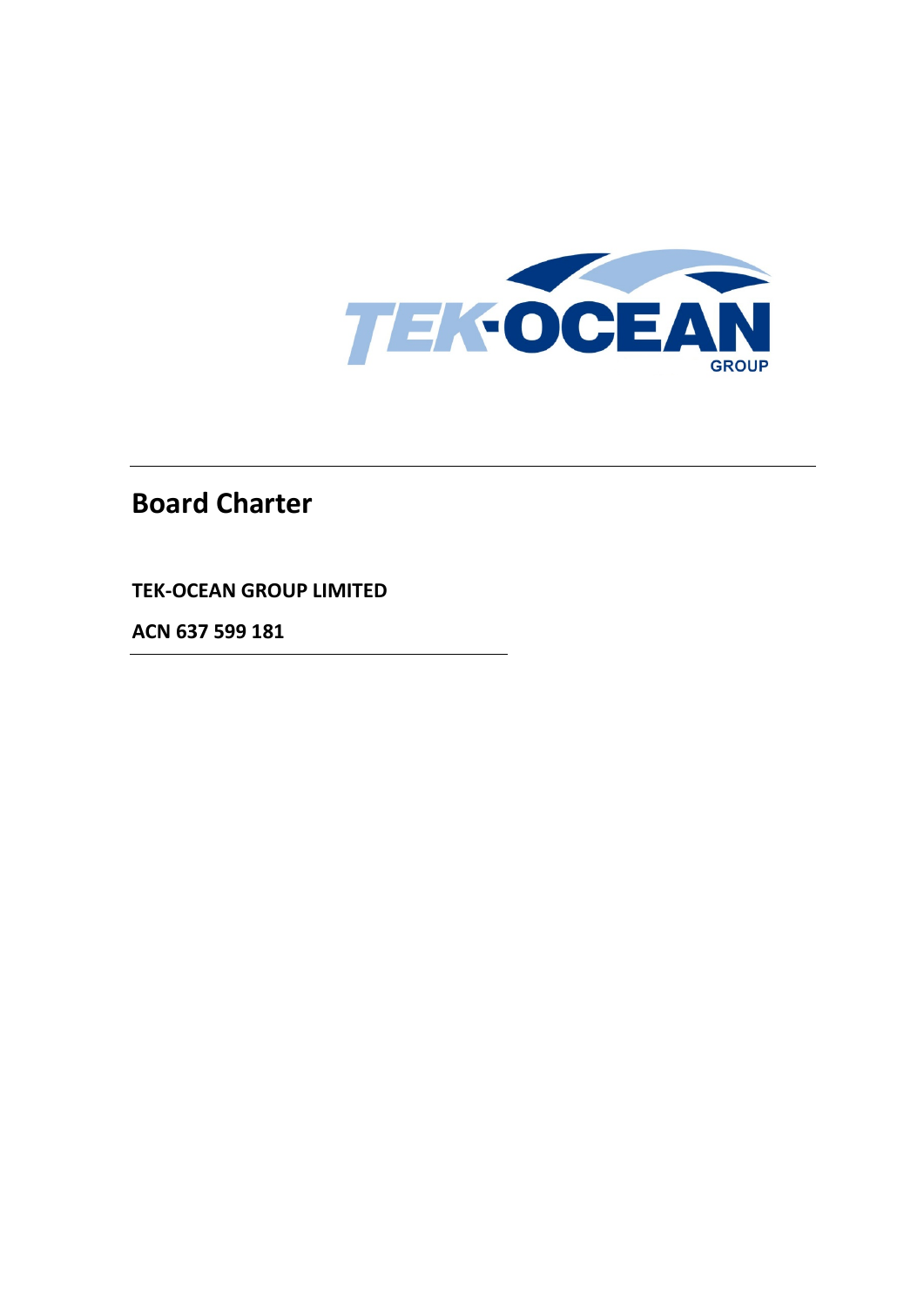# Board Charter

**TEK-OCEAN GROUP LIMITED**

**ACN 637 599 181**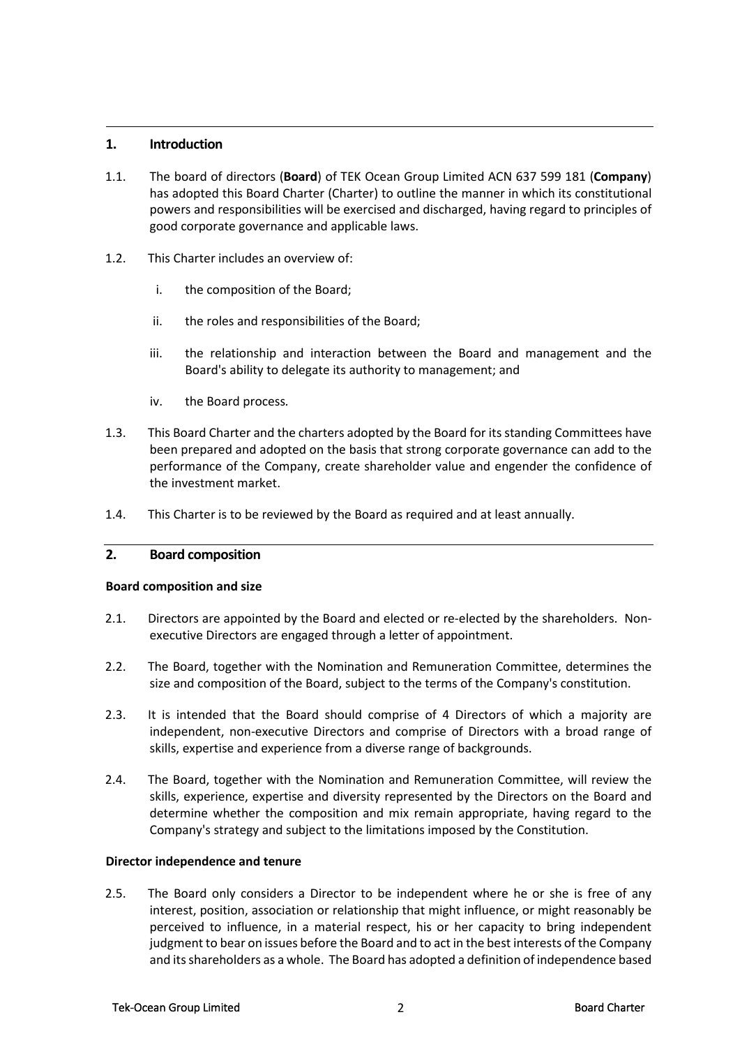## 1. Introduction

1.1. The board of directors (**Board**) of TEK Ocean Group Limited ACN 637 599 181 (**Company**) has adopted this Board Charter (Charter) to outline the manner in which its constitutional powers and responsibilities will be exercised and discharged, having regard to principles of good corporate governance and applicable laws.

1.2. This Charter includes an overview of:

i. the composition of the Board;

ii. the roles and responsibilities of the Board;

iii. the relationship and interaction between the Board and management and the Board's ability to delegate its authority to management; and

iv. the Board process.

1.3. This Board Charter and the charters adopted by the Board for its standing Committees have been prepared and adopted on the basis that strong corporate governance can add to the performance of the Company, create shareholder value and engender the confidence of the investment market.

1.4. This Charter is to be reviewed by the Board as required and at least annually.

## 2. Board composition

**Board composition and size**

2.1. Directors are appointed by the Board and elected or re-elected by the shareholders. Non-executive Directors are engaged through a letter of appointment.

2.2. The Board, together with the Nomination and Remuneration Committee, determines the size and composition of the Board, subject to the terms of the Company's constitution.

2.3. It is intended that the Board should comprise of 4 Directors of which a majority are independent, non-executive Directors and comprise of Directors with a broad range of skills, expertise and experience from a diverse range of backgrounds.

2.4. The Board, together with the Nomination and Remuneration Committee, will review the skills, experience, expertise and diversity represented by the Directors on the Board and determine whether the composition and mix remain appropriate, having regard to the Company's strategy and subject to the limitations imposed by the Constitution.

**Director independence and tenure**

2.5. The Board only considers a Director to be independent where he or she is free of any interest, position, association or relationship that might influence, or might reasonably be perceived to influence, in a material respect, his or her capacity to bring independent judgment to bear on issues before the Board and to act in the best interests of the Company and its shareholders as a whole. The Board has adopted a definition of independence based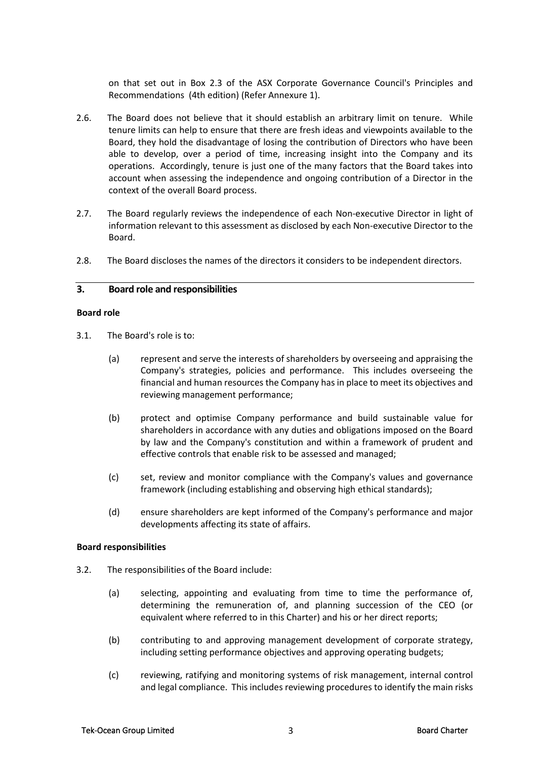on that set out in Box 2.3 of the ASX Corporate Governance Council's Principles and Recommendations (4th edition) (Refer Annexure 1).

2.6. The Board does not believe that it should establish an arbitrary limit on tenure. While tenure limits can help to ensure that there are fresh ideas and viewpoints available to the Board, they hold the disadvantage of losing the contribution of Directors who have been able to develop, over a period of time, increasing insight into the Company and its operations. Accordingly, tenure is just one of the many factors that the Board takes into account when assessing the independence and ongoing contribution of a Director in the context of the overall Board process.

2.7. The Board regularly reviews the independence of each Non-executive Director in light of information relevant to this assessment as disclosed by each Non-executive Director to the Board.

2.8. The Board discloses the names of the directors it considers to be independent directors.

## 3. Board role and responsibilities

**Board role**

3.1. The Board's role is to:

(a) represent and serve the interests of shareholders by overseeing and appraising the Company's strategies, policies and performance. This includes overseeing the financial and human resources the Company has in place to meet its objectives and reviewing management performance;

(b) protect and optimise Company performance and build sustainable value for shareholders in accordance with any duties and obligations imposed on the Board by law and the Company's constitution and within a framework of prudent and effective controls that enable risk to be assessed and managed;

(c) set, review and monitor compliance with the Company's values and governance framework (including establishing and observing high ethical standards);

(d) ensure shareholders are kept informed of the Company's performance and major developments affecting its state of affairs.

**Board responsibilities**

3.2. The responsibilities of the Board include:

(a) selecting, appointing and evaluating from time to time the performance of, determining the remuneration of, and planning succession of the CEO (or equivalent where referred to in this Charter) and his or her direct reports;

(b) contributing to and approving management development of corporate strategy, including setting performance objectives and approving operating budgets;

(c) reviewing, ratifying and monitoring systems of risk management, internal control and legal compliance. This includes reviewing procedures to identify the main risks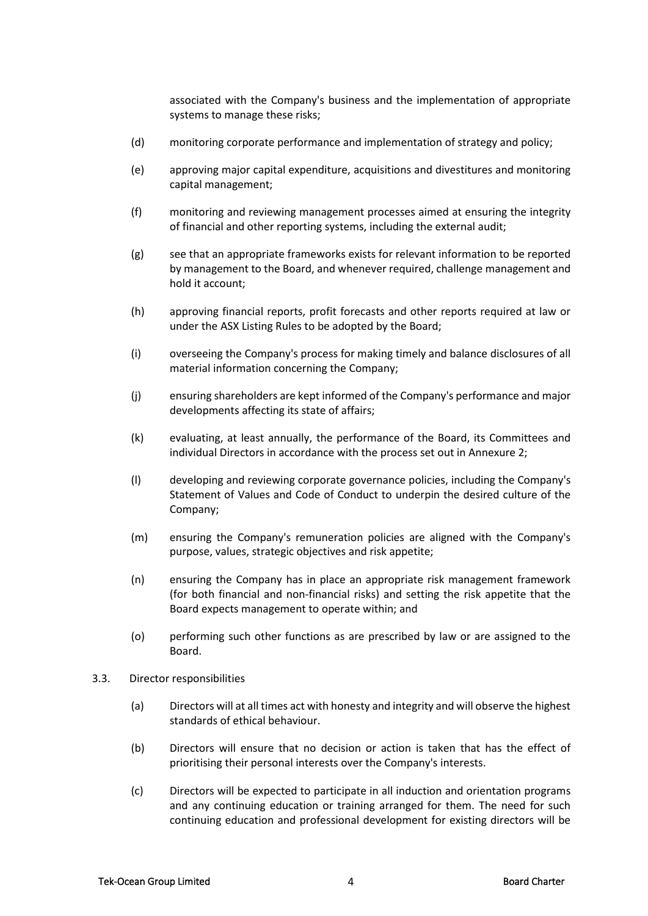associated with the Company's business and the implementation of appropriate systems to manage these risks;

(d) monitoring corporate performance and implementation of strategy and policy;

(e) approving major capital expenditure, acquisitions and divestitures and monitoring capital management;

(f) monitoring and reviewing management processes aimed at ensuring the integrity of financial and other reporting systems, including the external audit;

(g) see that an appropriate frameworks exists for relevant information to be reported by management to the Board, and whenever required, challenge management and hold it account;

(h) approving financial reports, profit forecasts and other reports required at law or under the ASX Listing Rules to be adopted by the Board;

(i) overseeing the Company's process for making timely and balance disclosures of all material information concerning the Company;

(j) ensuring shareholders are kept informed of the Company's performance and major developments affecting its state of affairs;

(k) evaluating, at least annually, the performance of the Board, its Committees and individual Directors in accordance with the process set out in Annexure 2;

(l) developing and reviewing corporate governance policies, including the Company's Statement of Values and Code of Conduct to underpin the desired culture of the Company;

(m) ensuring the Company's remuneration policies are aligned with the Company's purpose, values, strategic objectives and risk appetite;

(n) ensuring the Company has in place an appropriate risk management framework (for both financial and non-financial risks) and setting the risk appetite that the Board expects management to operate within; and

(o) performing such other functions as are prescribed by law or are assigned to the Board.

3.3. Director responsibilities

(a) Directors will at all times act with honesty and integrity and will observe the highest standards of ethical behaviour.

(b) Directors will ensure that no decision or action is taken that has the effect of prioritising their personal interests over the Company's interests.

(c) Directors will be expected to participate in all induction and orientation programs and any continuing education or training arranged for them. The need for such continuing education and professional development for existing directors will be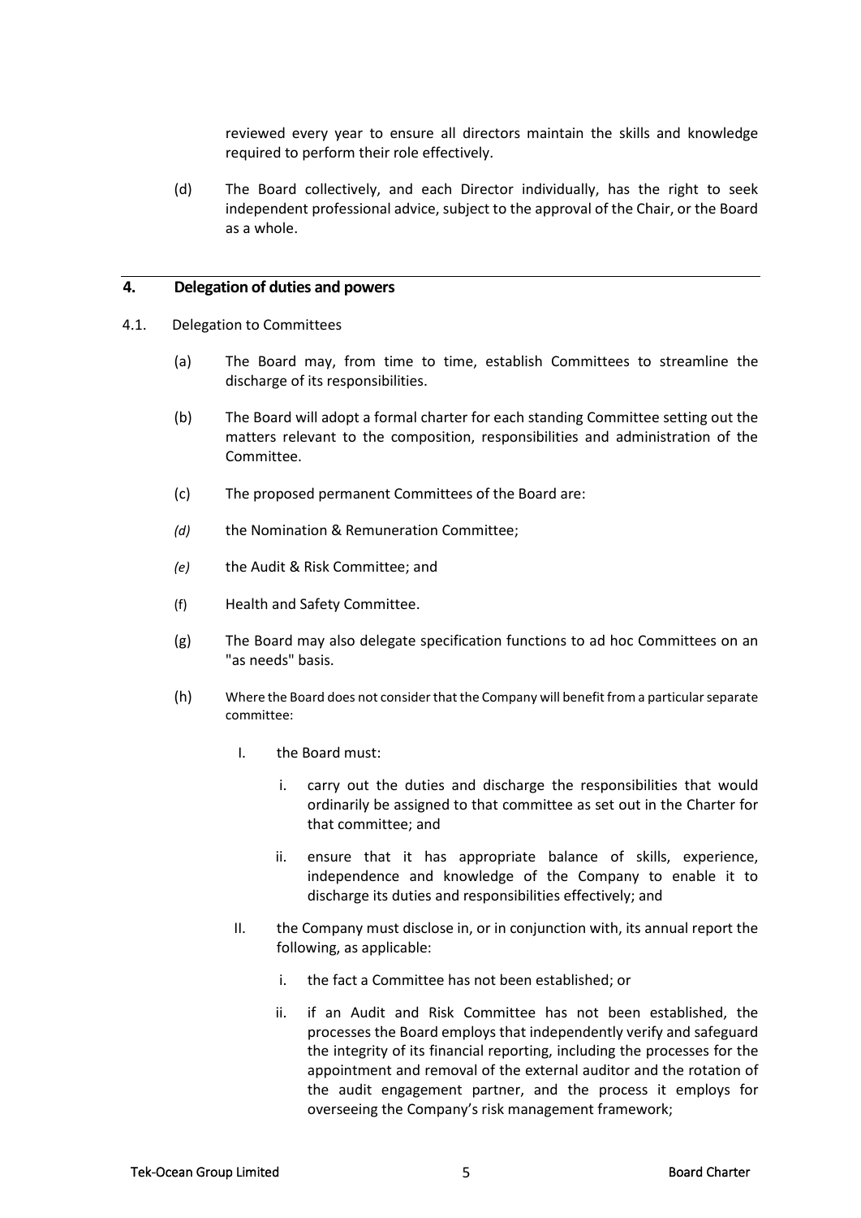reviewed every year to ensure all directors maintain the skills and knowledge required to perform their role effectively.

(d) The Board collectively, and each Director individually, has the right to seek independent professional advice, subject to the approval of the Chair, or the Board as a whole.

## 4. Delegation of duties and powers

4.1. Delegation to Committees

(a) The Board may, from time to time, establish Committees to streamline the discharge of its responsibilities.

(b) The Board will adopt a formal charter for each standing Committee setting out the matters relevant to the composition, responsibilities and administration of the Committee.

(c) The proposed permanent Committees of the Board are:

*(d)* the Nomination & Remuneration Committee;

*(e)* the Audit & Risk Committee; and

(f) Health and Safety Committee.

(g) The Board may also delegate specification functions to ad hoc Committees on an "as needs" basis.

(h) Where the Board does not consider that the Company will benefit from a particular separate committee:

- I. the Board must:
  - i. carry out the duties and discharge the responsibilities that would ordinarily be assigned to that committee as set out in the Charter for that committee; and
  - ii. ensure that it has appropriate balance of skills, experience, independence and knowledge of the Company to enable it to discharge its duties and responsibilities effectively; and
- II. the Company must disclose in, or in conjunction with, its annual report the following, as applicable:
  - i. the fact a Committee has not been established; or
  - ii. if an Audit and Risk Committee has not been established, the processes the Board employs that independently verify and safeguard the integrity of its financial reporting, including the processes for the appointment and removal of the external auditor and the rotation of the audit engagement partner, and the process it employs for overseeing the Company's risk management framework;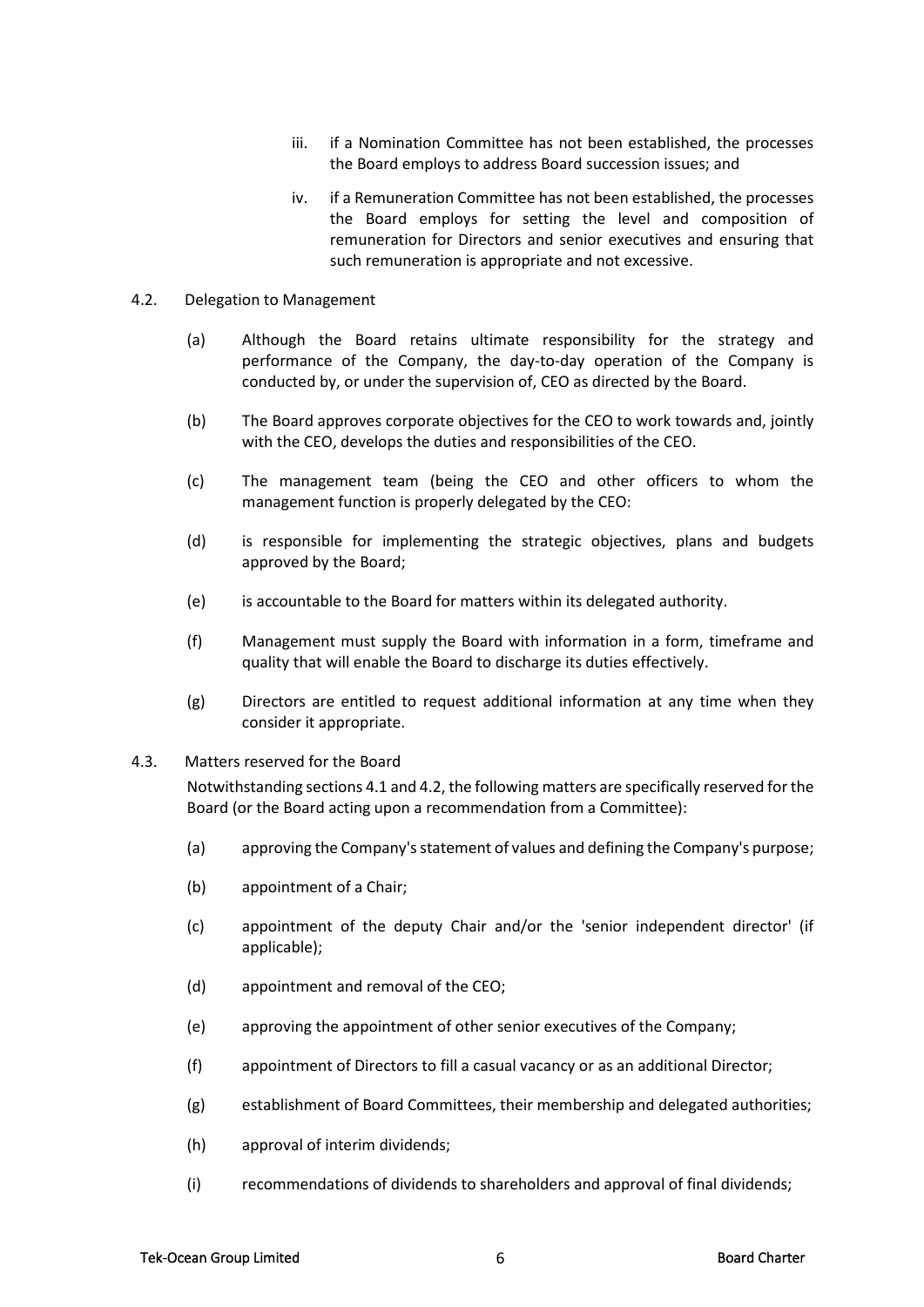iii. if a Nomination Committee has not been established, the processes the Board employs to address Board succession issues; and

iv. if a Remuneration Committee has not been established, the processes the Board employs for setting the level and composition of remuneration for Directors and senior executives and ensuring that such remuneration is appropriate and not excessive.

4.2. Delegation to Management

(a) Although the Board retains ultimate responsibility for the strategy and performance of the Company, the day-to-day operation of the Company is conducted by, or under the supervision of, CEO as directed by the Board.

(b) The Board approves corporate objectives for the CEO to work towards and, jointly with the CEO, develops the duties and responsibilities of the CEO.

(c) The management team (being the CEO and other officers to whom the management function is properly delegated by the CEO:

(d) is responsible for implementing the strategic objectives, plans and budgets approved by the Board;

(e) is accountable to the Board for matters within its delegated authority.

(f) Management must supply the Board with information in a form, timeframe and quality that will enable the Board to discharge its duties effectively.

(g) Directors are entitled to request additional information at any time when they consider it appropriate.

4.3. Matters reserved for the Board

Notwithstanding sections 4.1 and 4.2, the following matters are specifically reserved for the Board (or the Board acting upon a recommendation from a Committee):

(a) approving the Company's statement of values and defining the Company's purpose;

(b) appointment of a Chair;

(c) appointment of the deputy Chair and/or the 'senior independent director' (if applicable);

(d) appointment and removal of the CEO;

(e) approving the appointment of other senior executives of the Company;

(f) appointment of Directors to fill a casual vacancy or as an additional Director;

(g) establishment of Board Committees, their membership and delegated authorities;

(h) approval of interim dividends;

(i) recommendations of dividends to shareholders and approval of final dividends;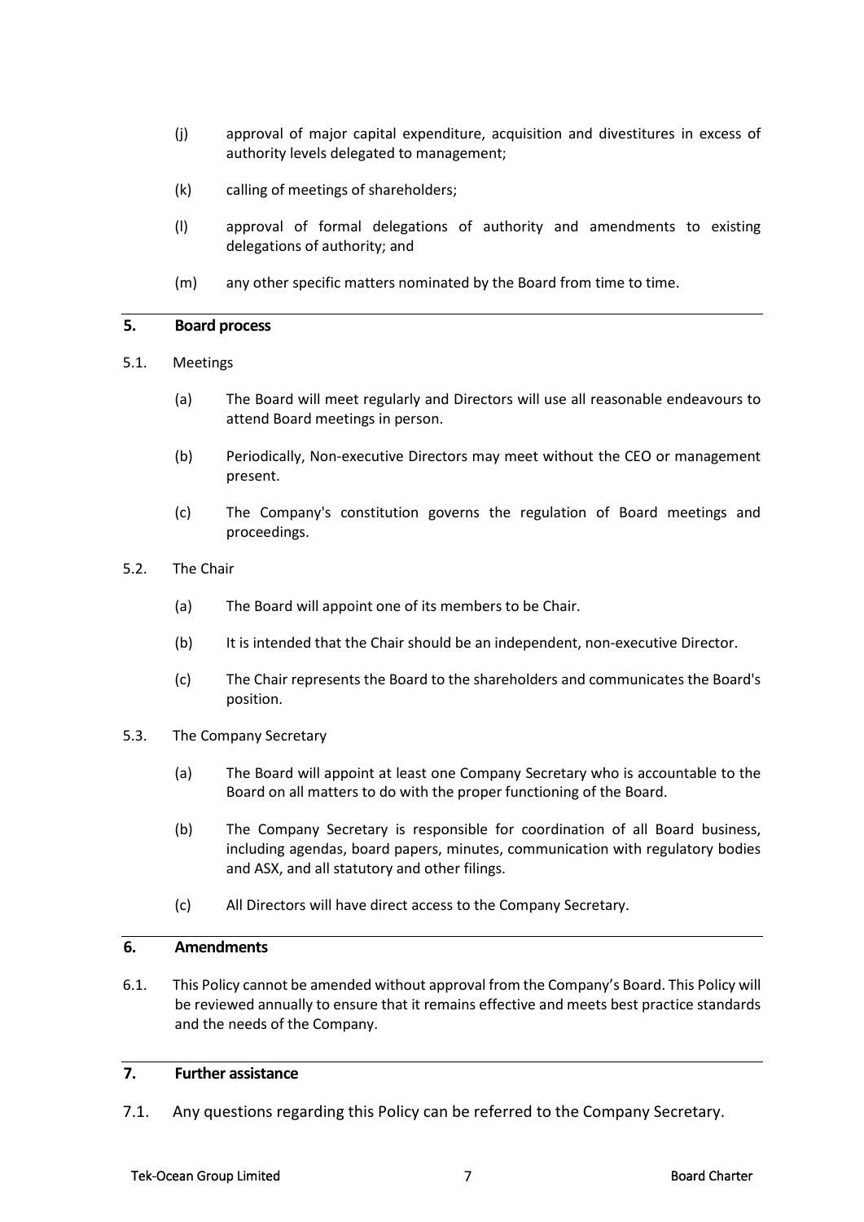(j) approval of major capital expenditure, acquisition and divestitures in excess of authority levels delegated to management;

(k) calling of meetings of shareholders;

(l) approval of formal delegations of authority and amendments to existing delegations of authority; and

(m) any other specific matters nominated by the Board from time to time.

## 5. Board process

5.1. Meetings

(a) The Board will meet regularly and Directors will use all reasonable endeavours to attend Board meetings in person.

(b) Periodically, Non-executive Directors may meet without the CEO or management present.

(c) The Company's constitution governs the regulation of Board meetings and proceedings.

5.2. The Chair

(a) The Board will appoint one of its members to be Chair.

(b) It is intended that the Chair should be an independent, non-executive Director.

(c) The Chair represents the Board to the shareholders and communicates the Board's position.

5.3. The Company Secretary

(a) The Board will appoint at least one Company Secretary who is accountable to the Board on all matters to do with the proper functioning of the Board.

(b) The Company Secretary is responsible for coordination of all Board business, including agendas, board papers, minutes, communication with regulatory bodies and ASX, and all statutory and other filings.

(c) All Directors will have direct access to the Company Secretary.

## 6. Amendments

6.1. This Policy cannot be amended without approval from the Company's Board. This Policy will be reviewed annually to ensure that it remains effective and meets best practice standards and the needs of the Company.

## 7. Further assistance

7.1. Any questions regarding this Policy can be referred to the Company Secretary.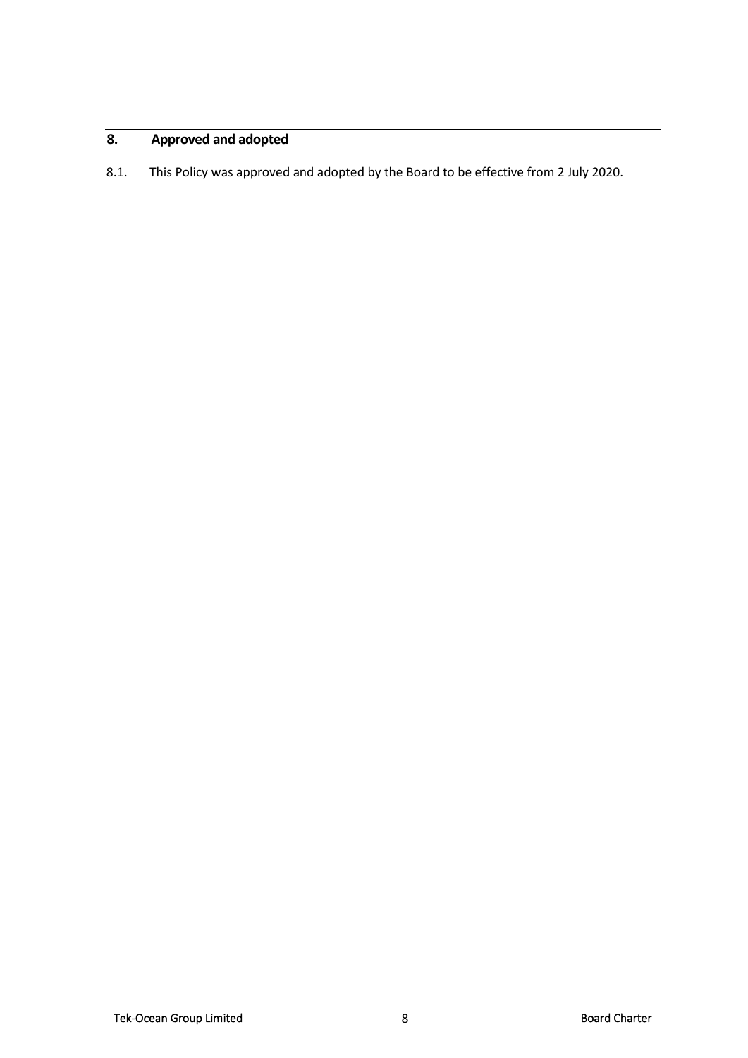## 8. Approved and adopted

8.1. This Policy was approved and adopted by the Board to be effective from 2 July 2020.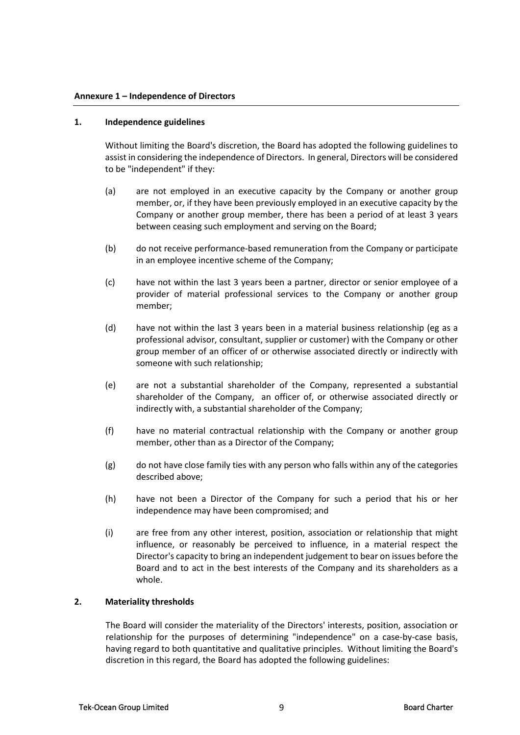**Annexure 1 – Independence of Directors**

## 1. Independence guidelines

Without limiting the Board's discretion, the Board has adopted the following guidelines to assist in considering the independence of Directors. In general, Directors will be considered to be "independent" if they:

(a) are not employed in an executive capacity by the Company or another group member, or, if they have been previously employed in an executive capacity by the Company or another group member, there has been a period of at least 3 years between ceasing such employment and serving on the Board;

(b) do not receive performance-based remuneration from the Company or participate in an employee incentive scheme of the Company;

(c) have not within the last 3 years been a partner, director or senior employee of a provider of material professional services to the Company or another group member;

(d) have not within the last 3 years been in a material business relationship (eg as a professional advisor, consultant, supplier or customer) with the Company or other group member of an officer of or otherwise associated directly or indirectly with someone with such relationship;

(e) are not a substantial shareholder of the Company, represented a substantial shareholder of the Company, an officer of, or otherwise associated directly or indirectly with, a substantial shareholder of the Company;

(f) have no material contractual relationship with the Company or another group member, other than as a Director of the Company;

(g) do not have close family ties with any person who falls within any of the categories described above;

(h) have not been a Director of the Company for such a period that his or her independence may have been compromised; and

(i) are free from any other interest, position, association or relationship that might influence, or reasonably be perceived to influence, in a material respect the Director's capacity to bring an independent judgement to bear on issues before the Board and to act in the best interests of the Company and its shareholders as a whole.

## 2. Materiality thresholds

The Board will consider the materiality of the Directors' interests, position, association or relationship for the purposes of determining "independence" on a case-by-case basis, having regard to both quantitative and qualitative principles. Without limiting the Board's discretion in this regard, the Board has adopted the following guidelines: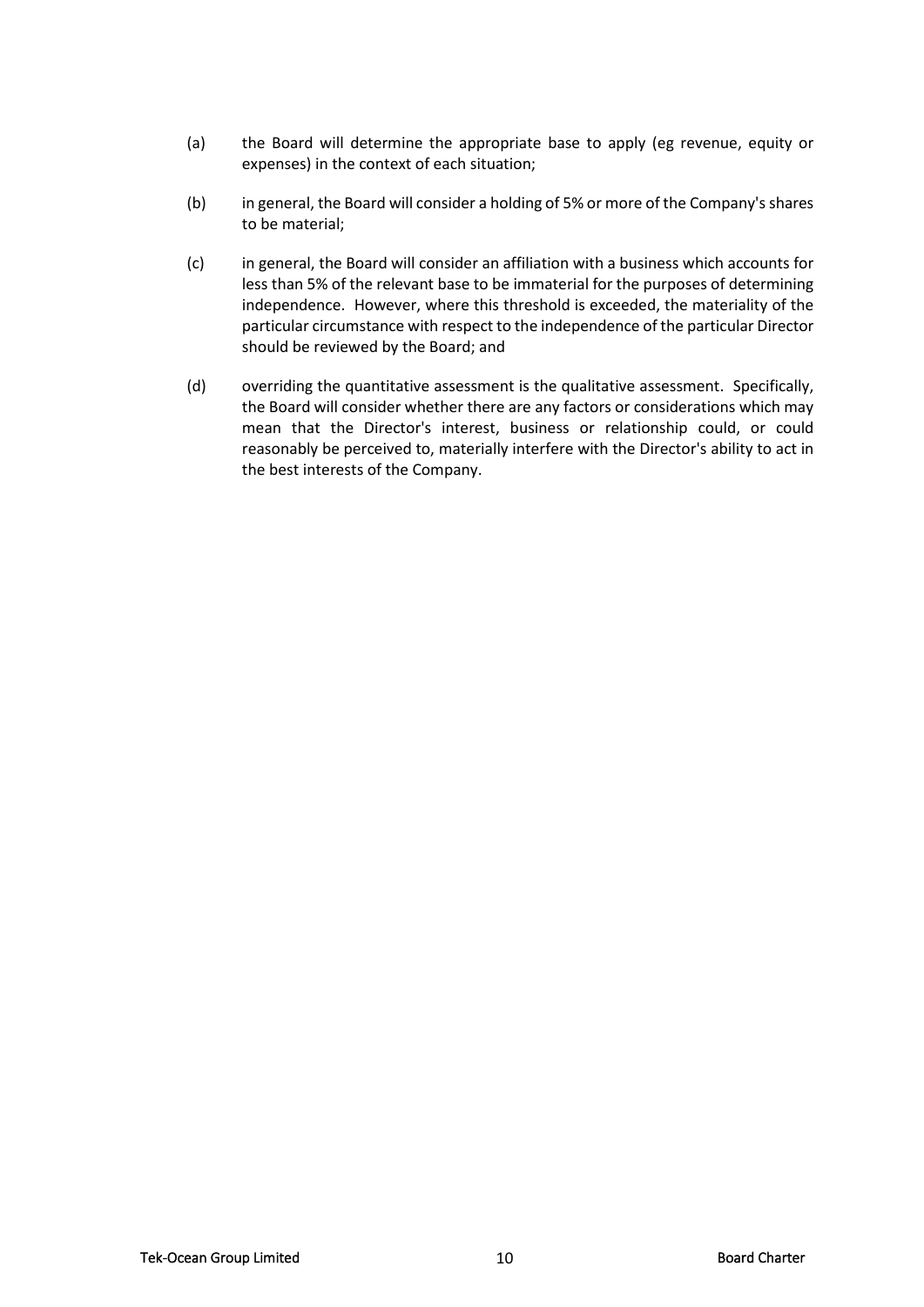(a) the Board will determine the appropriate base to apply (eg revenue, equity or expenses) in the context of each situation;

(b) in general, the Board will consider a holding of 5% or more of the Company's shares to be material;

(c) in general, the Board will consider an affiliation with a business which accounts for less than 5% of the relevant base to be immaterial for the purposes of determining independence. However, where this threshold is exceeded, the materiality of the particular circumstance with respect to the independence of the particular Director should be reviewed by the Board; and

(d) overriding the quantitative assessment is the qualitative assessment. Specifically, the Board will consider whether there are any factors or considerations which may mean that the Director's interest, business or relationship could, or could reasonably be perceived to, materially interfere with the Director's ability to act in the best interests of the Company.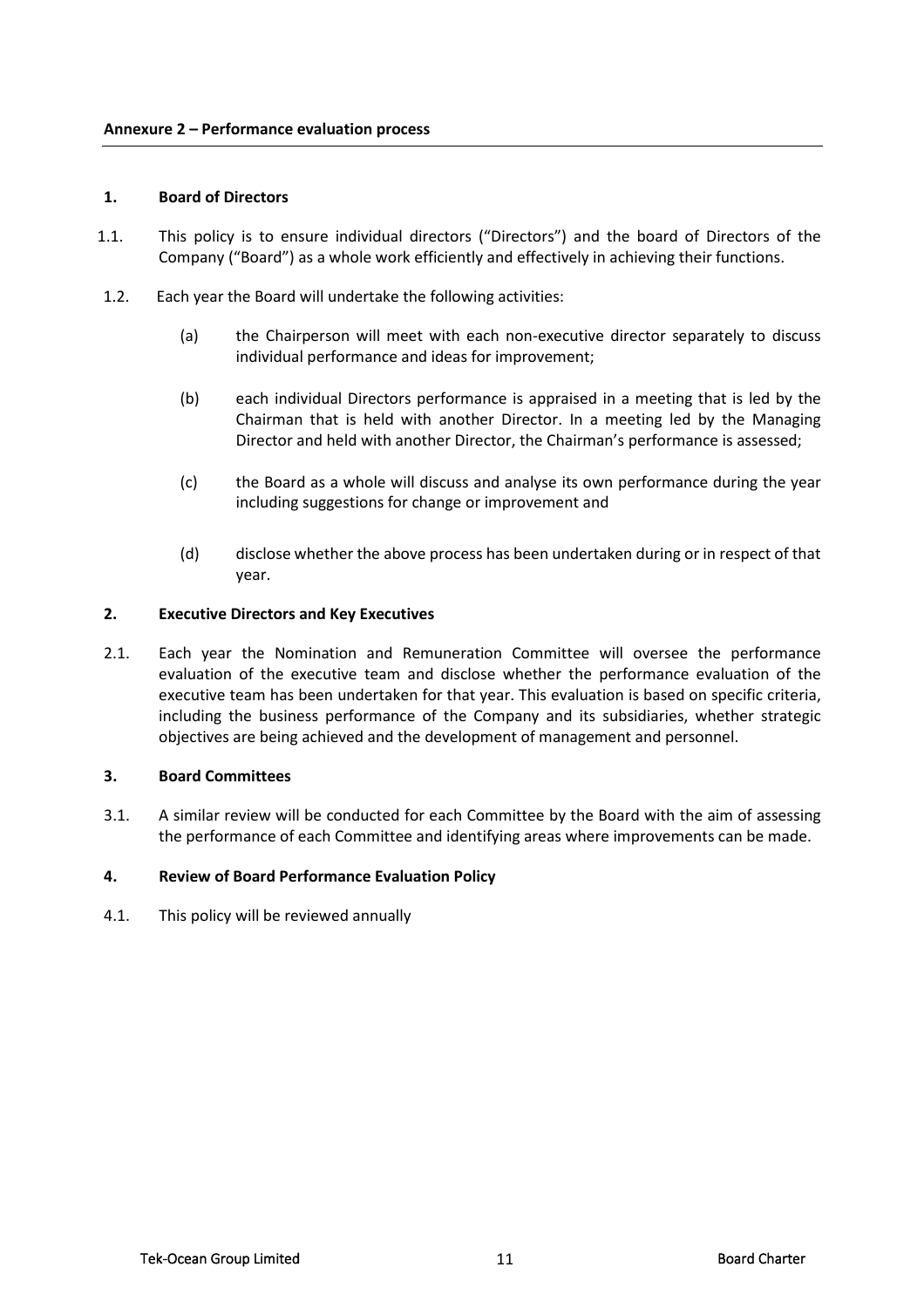**Annexure 2 – Performance evaluation process**

**1. Board of Directors**

1.1. This policy is to ensure individual directors ("Directors") and the board of Directors of the Company ("Board") as a whole work efficiently and effectively in achieving their functions.

1.2. Each year the Board will undertake the following activities:

(a) the Chairperson will meet with each non-executive director separately to discuss individual performance and ideas for improvement;

(b) each individual Directors performance is appraised in a meeting that is led by the Chairman that is held with another Director. In a meeting led by the Managing Director and held with another Director, the Chairman's performance is assessed;

(c) the Board as a whole will discuss and analyse its own performance during the year including suggestions for change or improvement and

(d) disclose whether the above process has been undertaken during or in respect of that year.

**2. Executive Directors and Key Executives**

2.1. Each year the Nomination and Remuneration Committee will oversee the performance evaluation of the executive team and disclose whether the performance evaluation of the executive team has been undertaken for that year. This evaluation is based on specific criteria, including the business performance of the Company and its subsidiaries, whether strategic objectives are being achieved and the development of management and personnel.

**3. Board Committees**

3.1. A similar review will be conducted for each Committee by the Board with the aim of assessing the performance of each Committee and identifying areas where improvements can be made.

**4. Review of Board Performance Evaluation Policy**

4.1. This policy will be reviewed annually